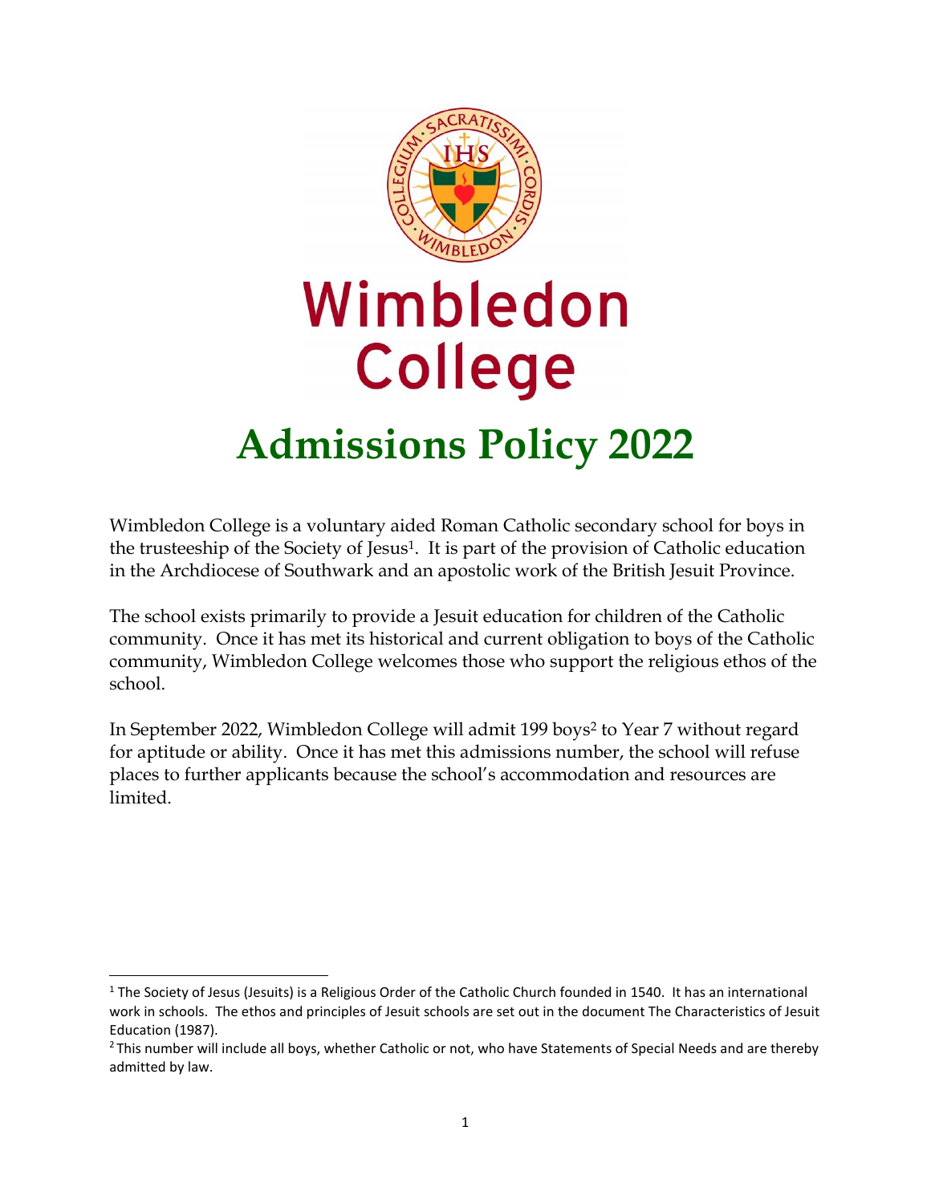# Wimbledon College

# Admissions Policy 2022

Wimbledon College is a voluntary aided Roman Catholic secondary school for boys in the trusteeship of the Society of Jesus[1]. It is part of the provision of Catholic education in the Archdiocese of Southwark and an apostolic work of the British Jesuit Province.

The school exists primarily to provide a Jesuit education for children of the Catholic community. Once it has met its historical and current obligation to boys of the Catholic community, Wimbledon College welcomes those who support the religious ethos of the school.

In September 2022, Wimbledon College will admit 199 boys[2] to Year 7 without regard for aptitude or ability. Once it has met this admissions number, the school will refuse places to further applicants because the school's accommodation and resources are limited.

---

[1] The Society of Jesus (Jesuits) is a Religious Order of the Catholic Church founded in 1540. It has an international work in schools. The ethos and principles of Jesuit schools are set out in the document The Characteristics of Jesuit Education (1987).

[2] This number will include all boys, whether Catholic or not, who have Statements of Special Needs and are thereby admitted by law.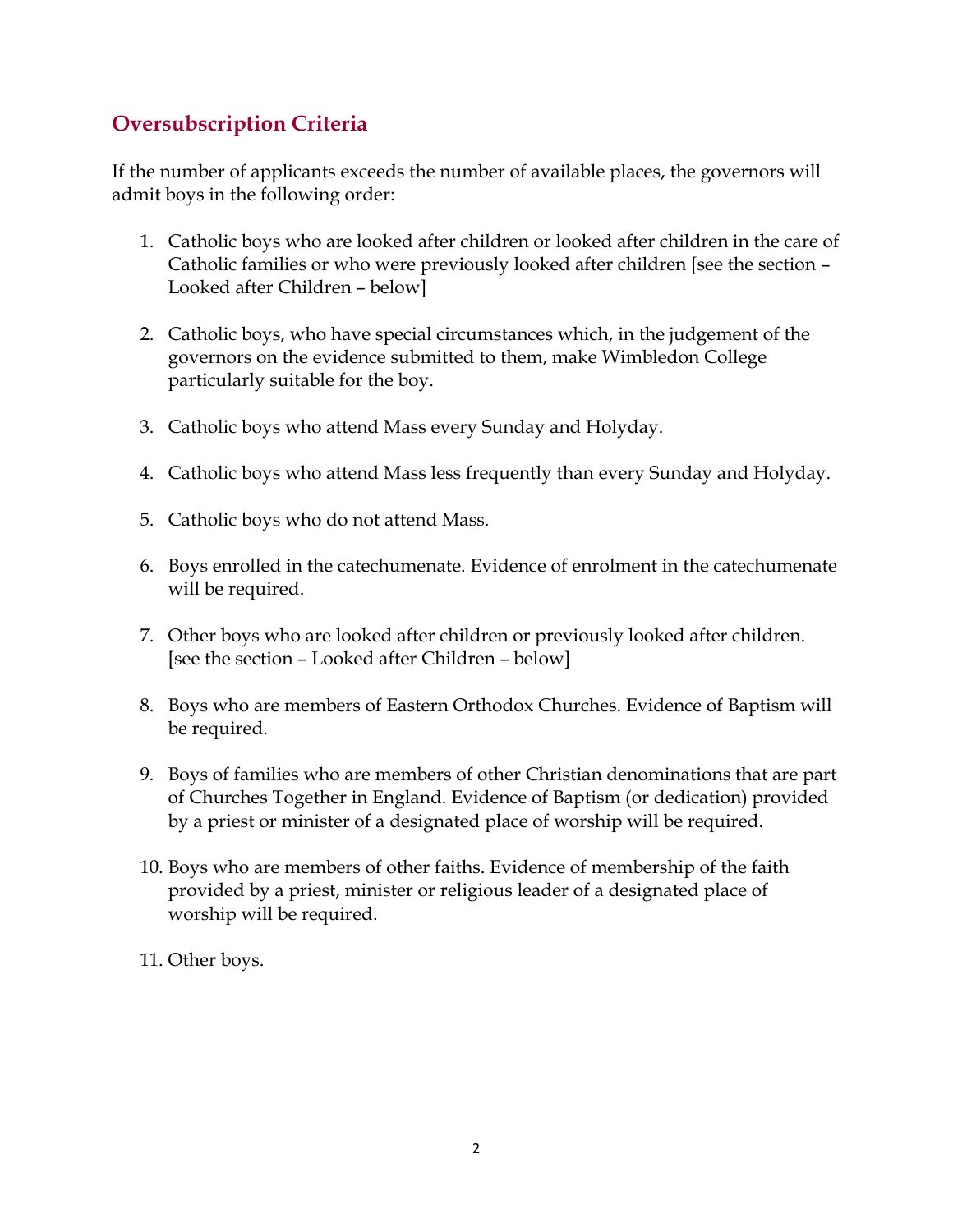## Oversubscription Criteria

If the number of applicants exceeds the number of available places, the governors will admit boys in the following order:

1. Catholic boys who are looked after children or looked after children in the care of Catholic families or who were previously looked after children [see the section – Looked after Children – below]

2. Catholic boys, who have special circumstances which, in the judgement of the governors on the evidence submitted to them, make Wimbledon College particularly suitable for the boy.

3. Catholic boys who attend Mass every Sunday and Holyday.

4. Catholic boys who attend Mass less frequently than every Sunday and Holyday.

5. Catholic boys who do not attend Mass.

6. Boys enrolled in the catechumenate. Evidence of enrolment in the catechumenate will be required.

7. Other boys who are looked after children or previously looked after children. [see the section – Looked after Children – below]

8. Boys who are members of Eastern Orthodox Churches. Evidence of Baptism will be required.

9. Boys of families who are members of other Christian denominations that are part of Churches Together in England. Evidence of Baptism (or dedication) provided by a priest or minister of a designated place of worship will be required.

10. Boys who are members of other faiths. Evidence of membership of the faith provided by a priest, minister or religious leader of a designated place of worship will be required.

11. Other boys.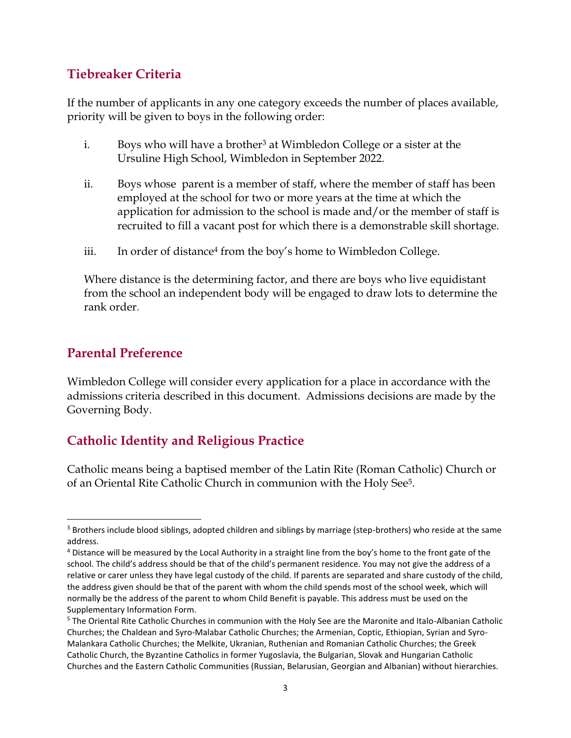## Tiebreaker Criteria

If the number of applicants in any one category exceeds the number of places available, priority will be given to boys in the following order:

i. Boys who will have a brother[3] at Wimbledon College or a sister at the Ursuline High School, Wimbledon in September 2022.

ii. Boys whose parent is a member of staff, where the member of staff has been employed at the school for two or more years at the time at which the application for admission to the school is made and/or the member of staff is recruited to fill a vacant post for which there is a demonstrable skill shortage.

iii. In order of distance[4] from the boy's home to Wimbledon College.

Where distance is the determining factor, and there are boys who live equidistant from the school an independent body will be engaged to draw lots to determine the rank order.

## Parental Preference

Wimbledon College will consider every application for a place in accordance with the admissions criteria described in this document. Admissions decisions are made by the Governing Body.

## Catholic Identity and Religious Practice

Catholic means being a baptised member of the Latin Rite (Roman Catholic) Church or of an Oriental Rite Catholic Church in communion with the Holy See[5].

---

[3] Brothers include blood siblings, adopted children and siblings by marriage (step-brothers) who reside at the same address.

[4] Distance will be measured by the Local Authority in a straight line from the boy's home to the front gate of the school. The child's address should be that of the child's permanent residence. You may not give the address of a relative or carer unless they have legal custody of the child. If parents are separated and share custody of the child, the address given should be that of the parent with whom the child spends most of the school week, which will normally be the address of the parent to whom Child Benefit is payable. This address must be used on the Supplementary Information Form.

[5] The Oriental Rite Catholic Churches in communion with the Holy See are the Maronite and Italo-Albanian Catholic Churches; the Chaldean and Syro-Malabar Catholic Churches; the Armenian, Coptic, Ethiopian, Syrian and Syro-Malankara Catholic Churches; the Melkite, Ukranian, Ruthenian and Romanian Catholic Churches; the Greek Catholic Church, the Byzantine Catholics in former Yugoslavia, the Bulgarian, Slovak and Hungarian Catholic Churches and the Eastern Catholic Communities (Russian, Belarusian, Georgian and Albanian) without hierarchies.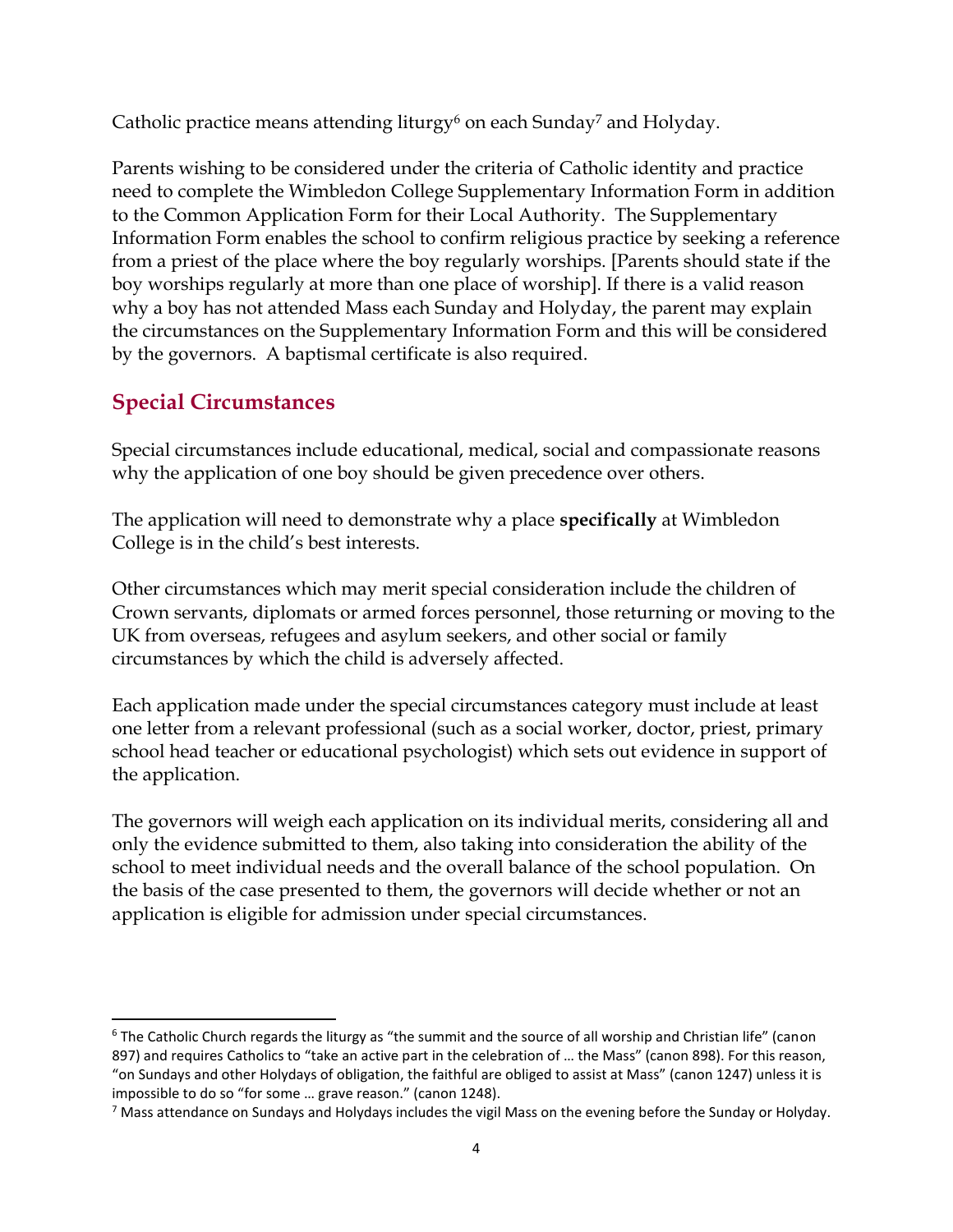Catholic practice means attending liturgy[6] on each Sunday[7] and Holyday.

Parents wishing to be considered under the criteria of Catholic identity and practice need to complete the Wimbledon College Supplementary Information Form in addition to the Common Application Form for their Local Authority. The Supplementary Information Form enables the school to confirm religious practice by seeking a reference from a priest of the place where the boy regularly worships. [Parents should state if the boy worships regularly at more than one place of worship]. If there is a valid reason why a boy has not attended Mass each Sunday and Holyday, the parent may explain the circumstances on the Supplementary Information Form and this will be considered by the governors. A baptismal certificate is also required.

## Special Circumstances

Special circumstances include educational, medical, social and compassionate reasons why the application of one boy should be given precedence over others.

The application will need to demonstrate why a place **specifically** at Wimbledon College is in the child's best interests.

Other circumstances which may merit special consideration include the children of Crown servants, diplomats or armed forces personnel, those returning or moving to the UK from overseas, refugees and asylum seekers, and other social or family circumstances by which the child is adversely affected.

Each application made under the special circumstances category must include at least one letter from a relevant professional (such as a social worker, doctor, priest, primary school head teacher or educational psychologist) which sets out evidence in support of the application.

The governors will weigh each application on its individual merits, considering all and only the evidence submitted to them, also taking into consideration the ability of the school to meet individual needs and the overall balance of the school population. On the basis of the case presented to them, the governors will decide whether or not an application is eligible for admission under special circumstances.

---

[6] The Catholic Church regards the liturgy as "the summit and the source of all worship and Christian life" (canon 897) and requires Catholics to "take an active part in the celebration of … the Mass" (canon 898). For this reason, "on Sundays and other Holydays of obligation, the faithful are obliged to assist at Mass" (canon 1247) unless it is impossible to do so "for some … grave reason." (canon 1248).

[7] Mass attendance on Sundays and Holydays includes the vigil Mass on the evening before the Sunday or Holyday.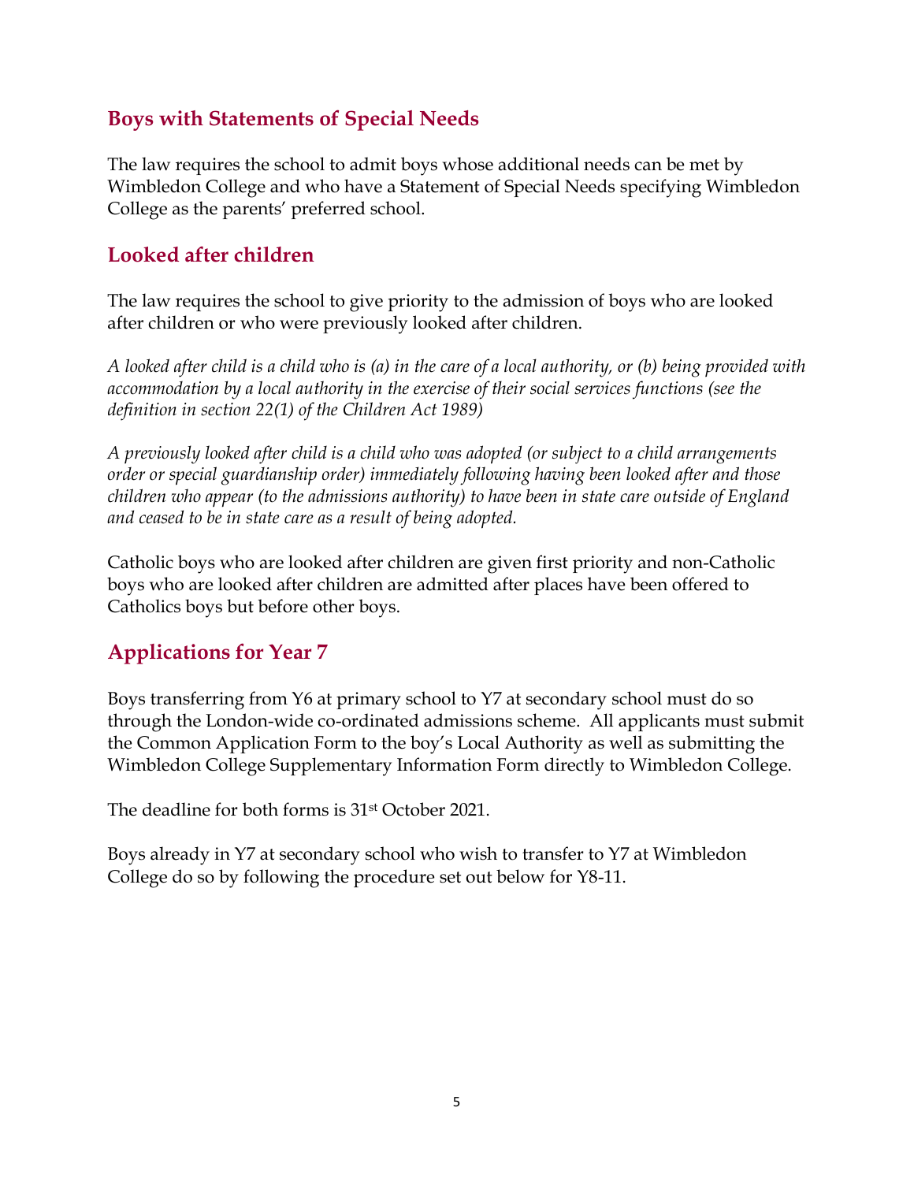## Boys with Statements of Special Needs

The law requires the school to admit boys whose additional needs can be met by Wimbledon College and who have a Statement of Special Needs specifying Wimbledon College as the parents' preferred school.

## Looked after children

The law requires the school to give priority to the admission of boys who are looked after children or who were previously looked after children.

*A looked after child is a child who is (a) in the care of a local authority, or (b) being provided with accommodation by a local authority in the exercise of their social services functions (see the definition in section 22(1) of the Children Act 1989)*

*A previously looked after child is a child who was adopted (or subject to a child arrangements order or special guardianship order) immediately following having been looked after and those children who appear (to the admissions authority) to have been in state care outside of England and ceased to be in state care as a result of being adopted.*

Catholic boys who are looked after children are given first priority and non-Catholic boys who are looked after children are admitted after places have been offered to Catholics boys but before other boys.

## Applications for Year 7

Boys transferring from Y6 at primary school to Y7 at secondary school must do so through the London-wide co-ordinated admissions scheme. All applicants must submit the Common Application Form to the boy's Local Authority as well as submitting the Wimbledon College Supplementary Information Form directly to Wimbledon College.

The deadline for both forms is 31st October 2021.

Boys already in Y7 at secondary school who wish to transfer to Y7 at Wimbledon College do so by following the procedure set out below for Y8-11.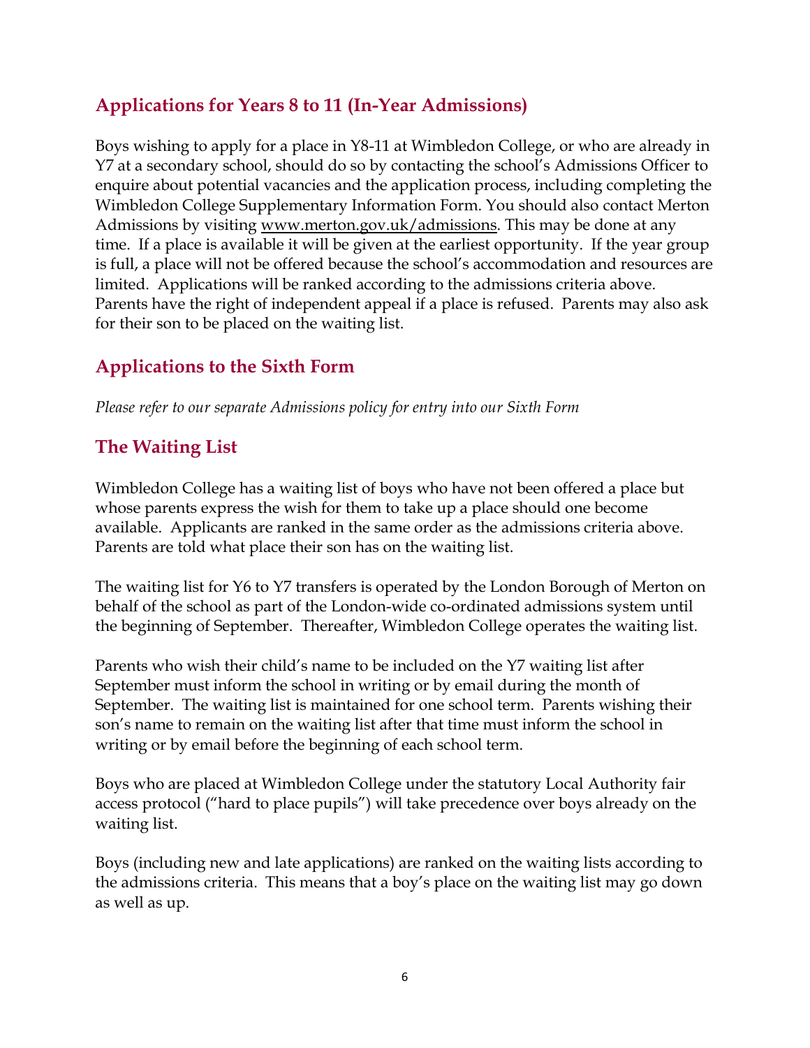## Applications for Years 8 to 11 (In-Year Admissions)

Boys wishing to apply for a place in Y8-11 at Wimbledon College, or who are already in Y7 at a secondary school, should do so by contacting the school's Admissions Officer to enquire about potential vacancies and the application process, including completing the Wimbledon College Supplementary Information Form. You should also contact Merton Admissions by visiting www.merton.gov.uk/admissions. This may be done at any time. If a place is available it will be given at the earliest opportunity. If the year group is full, a place will not be offered because the school's accommodation and resources are limited. Applications will be ranked according to the admissions criteria above. Parents have the right of independent appeal if a place is refused. Parents may also ask for their son to be placed on the waiting list.

## Applications to the Sixth Form

*Please refer to our separate Admissions policy for entry into our Sixth Form*

## The Waiting List

Wimbledon College has a waiting list of boys who have not been offered a place but whose parents express the wish for them to take up a place should one become available. Applicants are ranked in the same order as the admissions criteria above. Parents are told what place their son has on the waiting list.

The waiting list for Y6 to Y7 transfers is operated by the London Borough of Merton on behalf of the school as part of the London-wide co-ordinated admissions system until the beginning of September. Thereafter, Wimbledon College operates the waiting list.

Parents who wish their child's name to be included on the Y7 waiting list after September must inform the school in writing or by email during the month of September. The waiting list is maintained for one school term. Parents wishing their son's name to remain on the waiting list after that time must inform the school in writing or by email before the beginning of each school term.

Boys who are placed at Wimbledon College under the statutory Local Authority fair access protocol ("hard to place pupils") will take precedence over boys already on the waiting list.

Boys (including new and late applications) are ranked on the waiting lists according to the admissions criteria. This means that a boy's place on the waiting list may go down as well as up.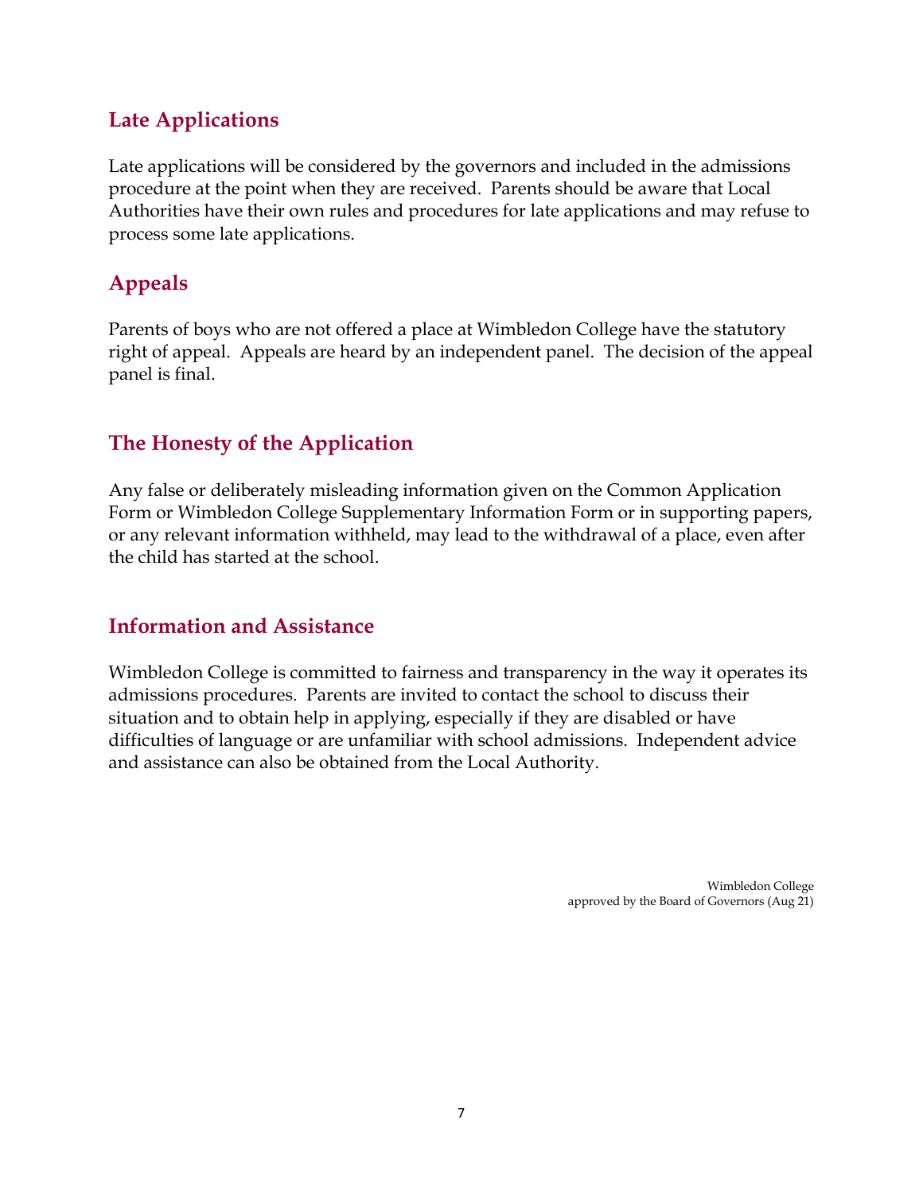## Late Applications

Late applications will be considered by the governors and included in the admissions procedure at the point when they are received. Parents should be aware that Local Authorities have their own rules and procedures for late applications and may refuse to process some late applications.

## Appeals

Parents of boys who are not offered a place at Wimbledon College have the statutory right of appeal. Appeals are heard by an independent panel. The decision of the appeal panel is final.

## The Honesty of the Application

Any false or deliberately misleading information given on the Common Application Form or Wimbledon College Supplementary Information Form or in supporting papers, or any relevant information withheld, may lead to the withdrawal of a place, even after the child has started at the school.

## Information and Assistance

Wimbledon College is committed to fairness and transparency in the way it operates its admissions procedures. Parents are invited to contact the school to discuss their situation and to obtain help in applying, especially if they are disabled or have difficulties of language or are unfamiliar with school admissions. Independent advice and assistance can also be obtained from the Local Authority.

Wimbledon College
approved by the Board of Governors (Aug 21)